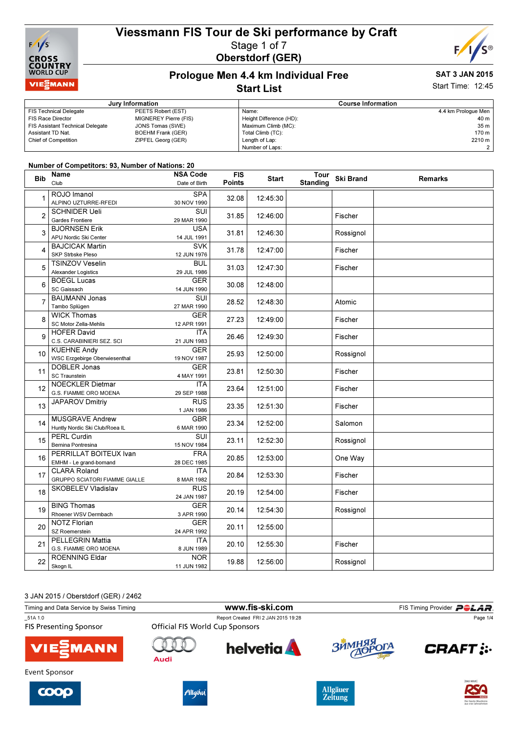# Viessmann FIS Tour de Ski performance by Craft

Stage 1 of 7

**Oberstdorf (GER)**

## Prologue Men 4.4 km Individual Free

## Start List

**SAT 3 JAN 2015**

Start Time: 12:45

| Jury Information | |
|---|---|
| FIS Technical Delegate | PEETS Robert (EST) |
| FIS Race Director | MIGNEREY Pierre (FIS) |
| FIS Assistant Technical Delegate | JONS Tomas (SWE) |
| Assistant TD Nat. | BOEHM Frank (GER) |
| Chief of Competition | ZIPFEL Georg (GER) |

| Course Information | |
|---|---|
| Name: | 4.4 km Prologue Men |
| Height Difference (HD): | 40 m |
| Maximum Climb (MC): | 35 m |
| Total Climb (TC): | 170 m |
| Length of Lap: | 2210 m |
| Number of Laps: | 2 |

**Number of Competitors: 93, Number of Nations: 20**

| Bib | Name / Club | NSA Code / Date of Birth | FIS Points | Start | Tour Standing | Ski Brand | Remarks |
|---|---|---|---|---|---|---|---|
| 1 | ROJO Imanol<br>ALPINO UZTURRE-RFEDI | SPA<br>30 NOV 1990 | 32.08 | 12:45:30 | | | |
| 2 | SCHNIDER Ueli<br>Gardes Frontiere | SUI<br>29 MAR 1990 | 31.85 | 12:46:00 | | Fischer | |
| 3 | BJORNSEN Erik<br>APU Nordic Ski Center | USA<br>14 JUL 1991 | 31.81 | 12:46:30 | | Rossignol | |
| 4 | BAJCICAK Martin<br>SKP Strbske Pleso | SVK<br>12 JUN 1976 | 31.78 | 12:47:00 | | Fischer | |
| 5 | TSINZOV Veselin<br>Alexander Logistics | BUL<br>29 JUL 1986 | 31.03 | 12:47:30 | | Fischer | |
| 6 | BOEGL Lucas<br>SC Gaissach | GER<br>14 JUN 1990 | 30.08 | 12:48:00 | | | |
| 7 | BAUMANN Jonas<br>Tambo Splügen | SUI<br>27 MAR 1990 | 28.52 | 12:48:30 | | Atomic | |
| 8 | WICK Thomas<br>SC Motor Zella-Mehlis | GER<br>12 APR 1991 | 27.23 | 12:49:00 | | Fischer | |
| 9 | HOFER David<br>C.S. CARABINIERI SEZ. SCI | ITA<br>21 JUN 1983 | 26.46 | 12:49:30 | | Fischer | |
| 10 | KUEHNE Andy<br>WSC Erzgebirge Oberwiesenthal | GER<br>19 NOV 1987 | 25.93 | 12:50:00 | | Rossignol | |
| 11 | DOBLER Jonas<br>SC Traunstein | GER<br>4 MAY 1991 | 23.81 | 12:50:30 | | Fischer | |
| 12 | NOECKLER Dietmar<br>G.S. FIAMME ORO MOENA | ITA<br>29 SEP 1988 | 23.64 | 12:51:00 | | Fischer | |
| 13 | JAPAROV Dmitriy | RUS<br>1 JAN 1986 | 23.35 | 12:51:30 | | Fischer | |
| 14 | MUSGRAVE Andrew<br>Huntly Nordic Ski Club/Roea IL | GBR<br>6 MAR 1990 | 23.34 | 12:52:00 | | Salomon | |
| 15 | PERL Curdin<br>Bernina Pontresina | SUI<br>15 NOV 1984 | 23.11 | 12:52:30 | | Rossignol | |
| 16 | PERRILLAT BOITEUX Ivan<br>EMHM - Le grand-bornand | FRA<br>28 DEC 1985 | 20.85 | 12:53:00 | | One Way | |
| 17 | CLARA Roland<br>GRUPPO SCIATORI FIAMME GIALLE | ITA<br>8 MAR 1982 | 20.84 | 12:53:30 | | Fischer | |
| 18 | SKOBELEV Vladislav | RUS<br>24 JAN 1987 | 20.19 | 12:54:00 | | Fischer | |
| 19 | BING Thomas<br>Rhoener WSV Dermbach | GER<br>3 APR 1990 | 20.14 | 12:54:30 | | Rossignol | |
| 20 | NOTZ Florian<br>SZ Roemerstein | GER<br>24 APR 1992 | 20.11 | 12:55:00 | | | |
| 21 | PELLEGRIN Mattia<br>G.S. FIAMME ORO MOENA | ITA<br>8 JUN 1989 | 20.10 | 12:55:30 | | Fischer | |
| 22 | ROENNING Eldar<br>Skogn IL | NOR<br>11 JUN 1982 | 19.88 | 12:56:00 | | Rossignol | |

3 JAN 2015 / Oberstdorf (GER) / 2462

Timing and Data Service by Swiss Timing — www.fis-ski.com — FIS Timing Provider POLAR

_51A 1.0 — Report Created FRI 2 JAN 2015 19:28

FIS Presenting Sponsor: VIESSMANN

Official FIS World Cup Sponsors: Audi, helvetia, Зимняя Дорога, CRAFT

Event Sponsor: coop, Allgäu, Allgäuer Zeitung, RSA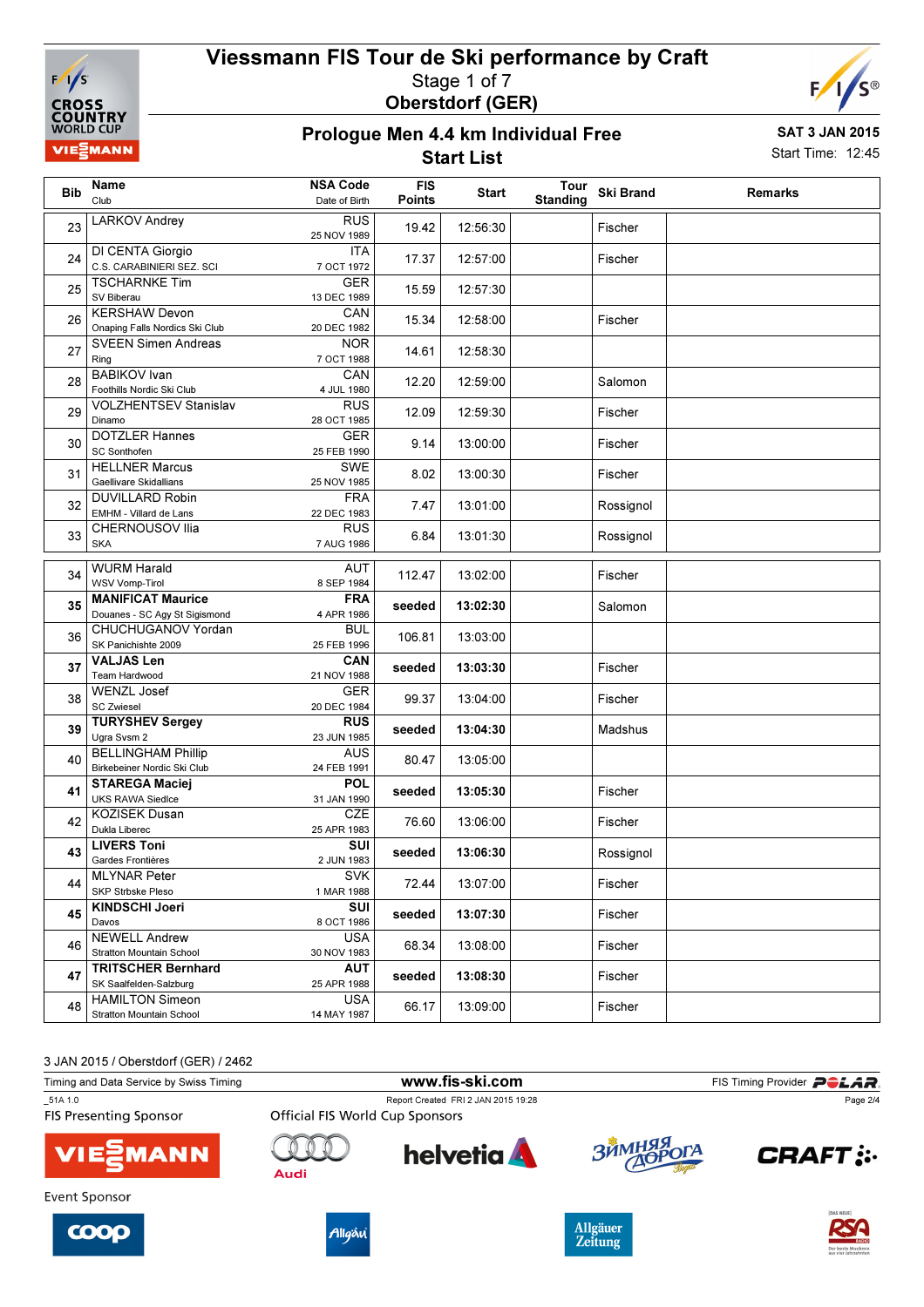# Viessmann FIS Tour de Ski performance by Craft

Stage 1 of 7

**Oberstdorf (GER)**

## Prologue Men 4.4 km Individual Free

## Start List

**SAT 3 JAN 2015**

Start Time: 12:45

| Bib | Name / Club | NSA Code / Date of Birth | FIS Points | Start | Tour Standing | Ski Brand | Remarks |
|---|---|---|---|---|---|---|---|
| 23 | LARKOV Andrey | RUS / 25 NOV 1989 | 19.42 | 12:56:30 | | Fischer | |
| 24 | DI CENTA Giorgio / C.S. CARABINIERI SEZ. SCI | ITA / 7 OCT 1972 | 17.37 | 12:57:00 | | Fischer | |
| 25 | TSCHARNKE Tim / SV Biberau | GER / 13 DEC 1989 | 15.59 | 12:57:30 | | | |
| 26 | KERSHAW Devon / Onaping Falls Nordics Ski Club | CAN / 20 DEC 1982 | 15.34 | 12:58:00 | | Fischer | |
| 27 | SVEEN Simen Andreas / Ring | NOR / 7 OCT 1988 | 14.61 | 12:58:30 | | | |
| 28 | BABIKOV Ivan / Foothills Nordic Ski Club | CAN / 4 JUL 1980 | 12.20 | 12:59:00 | | Salomon | |
| 29 | VOLZHENTSEV Stanislav / Dinamo | RUS / 28 OCT 1985 | 12.09 | 12:59:30 | | Fischer | |
| 30 | DOTZLER Hannes / SC Sonthofen | GER / 25 FEB 1990 | 9.14 | 13:00:00 | | Fischer | |
| 31 | HELLNER Marcus / Gaellivare Skidallians | SWE / 25 NOV 1985 | 8.02 | 13:00:30 | | Fischer | |
| 32 | DUVILLARD Robin / EMHM - Villard de Lans | FRA / 22 DEC 1983 | 7.47 | 13:01:00 | | Rossignol | |
| 33 | CHERNOUSOV Ilia / SKA | RUS / 7 AUG 1986 | 6.84 | 13:01:30 | | Rossignol | |
| 34 | WURM Harald / WSV Vomp-Tirol | AUT / 8 SEP 1984 | 112.47 | 13:02:00 | | Fischer | |
| **35** | **MANIFICAT Maurice** / Douanes - SC Agy St Sigismond | **FRA** / 4 APR 1986 | **seeded** | **13:02:30** | | Salomon | |
| 36 | CHUCHUGANOV Yordan / SK Panichishte 2009 | BUL / 25 FEB 1996 | 106.81 | 13:03:00 | | | |
| **37** | **VALJAS Len** / Team Hardwood | **CAN** / 21 NOV 1988 | **seeded** | **13:03:30** | | Fischer | |
| 38 | WENZL Josef / SC Zwiesel | GER / 20 DEC 1984 | 99.37 | 13:04:00 | | Fischer | |
| **39** | **TURYSHEV Sergey** / Ugra Svsm 2 | **RUS** / 23 JUN 1985 | **seeded** | **13:04:30** | | Madshus | |
| 40 | BELLINGHAM Phillip / Birkebeiner Nordic Ski Club | AUS / 24 FEB 1991 | 80.47 | 13:05:00 | | | |
| **41** | **STAREGA Maciej** / UKS RAWA Siedlce | **POL** / 31 JAN 1990 | **seeded** | **13:05:30** | | Fischer | |
| 42 | KOZISEK Dusan / Dukla Liberec | CZE / 25 APR 1983 | 76.60 | 13:06:00 | | Fischer | |
| **43** | **LIVERS Toni** / Gardes Frontières | **SUI** / 2 JUN 1983 | **seeded** | **13:06:30** | | Rossignol | |
| 44 | MLYNAR Peter / SKP Strbske Pleso | SVK / 1 MAR 1988 | 72.44 | 13:07:00 | | Fischer | |
| **45** | **KINDSCHI Joeri** / Davos | **SUI** / 8 OCT 1986 | **seeded** | **13:07:30** | | Fischer | |
| 46 | NEWELL Andrew / Stratton Mountain School | USA / 30 NOV 1983 | 68.34 | 13:08:00 | | Fischer | |
| **47** | **TRITSCHER Bernhard** / SK Saalfelden-Salzburg | **AUT** / 25 APR 1988 | **seeded** | **13:08:30** | | Fischer | |
| 48 | HAMILTON Simeon / Stratton Mountain School | USA / 14 MAY 1987 | 66.17 | 13:09:00 | | Fischer | |

3 JAN 2015 / Oberstdorf (GER) / 2462

Timing and Data Service by Swiss Timing — www.fis-ski.com — FIS Timing Provider POLAR

_51A 1.0 — Report Created FRI 2 JAN 2015 19:28

FIS Presenting Sponsor — Official FIS World Cup Sponsors

Event Sponsor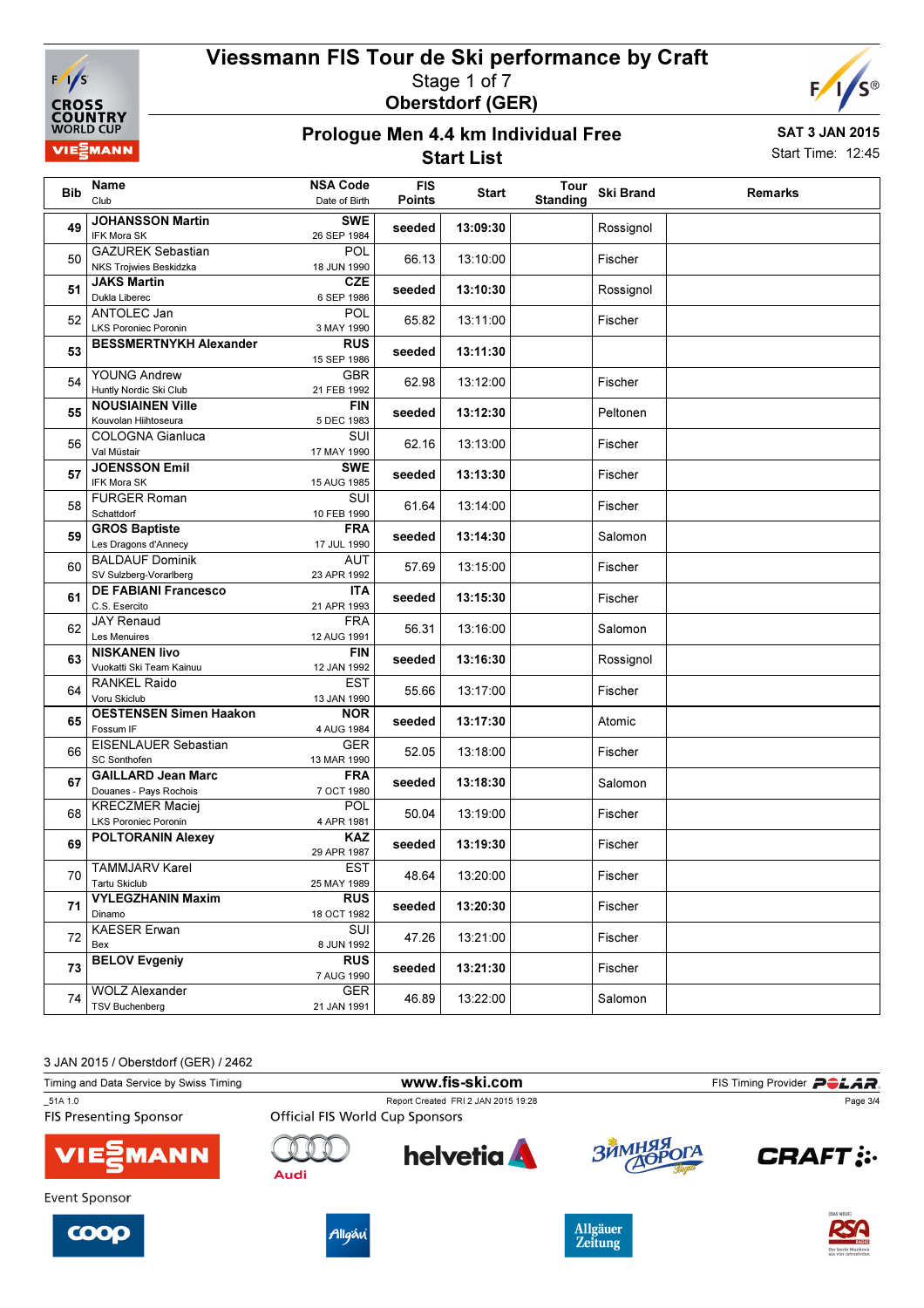# Viessmann FIS Tour de Ski performance by Craft

Stage 1 of 7

Oberstdorf (GER)

## Prologue Men 4.4 km Individual Free

### Start List

SAT 3 JAN 2015

Start Time: 12:45

| Bib | Name / Club | NSA Code / Date of Birth | FIS Points | Start | Tour Standing | Ski Brand | Remarks |
|---|---|---|---|---|---|---|---|
| 49 | **JOHANSSON Martin** IFK Mora SK | **SWE** 26 SEP 1984 | **seeded** | **13:09:30** | | Rossignol | |
| 50 | GAZUREK Sebastian NKS Trojwies Beskidzka | POL 18 JUN 1990 | 66.13 | 13:10:00 | | Fischer | |
| 51 | **JAKS Martin** Dukla Liberec | **CZE** 6 SEP 1986 | **seeded** | **13:10:30** | | Rossignol | |
| 52 | ANTOLEC Jan LKS Poroniec Poronin | POL 3 MAY 1990 | 65.82 | 13:11:00 | | Fischer | |
| 53 | **BESSMERTNYKH Alexander** | **RUS** 15 SEP 1986 | **seeded** | **13:11:30** | | | |
| 54 | YOUNG Andrew Huntly Nordic Ski Club | GBR 21 FEB 1992 | 62.98 | 13:12:00 | | Fischer | |
| 55 | **NOUSIAINEN Ville** Kouvolan Hiihtoseura | **FIN** 5 DEC 1983 | **seeded** | **13:12:30** | | Peltonen | |
| 56 | COLOGNA Gianluca Val Müstair | SUI 17 MAY 1990 | 62.16 | 13:13:00 | | Fischer | |
| 57 | **JOENSSON Emil** IFK Mora SK | **SWE** 15 AUG 1985 | **seeded** | **13:13:30** | | Fischer | |
| 58 | FURGER Roman Schattdorf | SUI 10 FEB 1990 | 61.64 | 13:14:00 | | Fischer | |
| 59 | **GROS Baptiste** Les Dragons d'Annecy | **FRA** 17 JUL 1990 | **seeded** | **13:14:30** | | Salomon | |
| 60 | BALDAUF Dominik SV Sulzberg-Vorarlberg | AUT 23 APR 1992 | 57.69 | 13:15:00 | | Fischer | |
| 61 | **DE FABIANI Francesco** C.S. Esercito | **ITA** 21 APR 1993 | **seeded** | **13:15:30** | | Fischer | |
| 62 | JAY Renaud Les Menuires | FRA 12 AUG 1991 | 56.31 | 13:16:00 | | Salomon | |
| 63 | **NISKANEN Iivo** Vuokatti Ski Team Kainuu | **FIN** 12 JAN 1992 | **seeded** | **13:16:30** | | Rossignol | |
| 64 | RANKEL Raido Voru Skiclub | EST 13 JAN 1990 | 55.66 | 13:17:00 | | Fischer | |
| 65 | **OESTENSEN Simen Haakon** Fossum IF | **NOR** 4 AUG 1984 | **seeded** | **13:17:30** | | Atomic | |
| 66 | EISENLAUER Sebastian SC Sonthofen | GER 13 MAR 1990 | 52.05 | 13:18:00 | | Fischer | |
| 67 | **GAILLARD Jean Marc** Douanes - Pays Rochois | **FRA** 7 OCT 1980 | **seeded** | **13:18:30** | | Salomon | |
| 68 | KRECZMER Maciej LKS Poroniec Poronin | POL 4 APR 1981 | 50.04 | 13:19:00 | | Fischer | |
| 69 | **POLTORANIN Alexey** | **KAZ** 29 APR 1987 | **seeded** | **13:19:30** | | Fischer | |
| 70 | TAMMJARV Karel Tartu Skiclub | EST 25 MAY 1989 | 48.64 | 13:20:00 | | Fischer | |
| 71 | **VYLEGZHANIN Maxim** Dinamo | **RUS** 18 OCT 1982 | **seeded** | **13:20:30** | | Fischer | |
| 72 | KAESER Erwan Bex | SUI 8 JUN 1992 | 47.26 | 13:21:00 | | Fischer | |
| 73 | **BELOV Evgeniy** | **RUS** 7 AUG 1990 | **seeded** | **13:21:30** | | Fischer | |
| 74 | WOLZ Alexander TSV Buchenberg | GER 21 JAN 1991 | 46.89 | 13:22:00 | | Salomon | |

3 JAN 2015 / Oberstdorf (GER) / 2462

Timing and Data Service by Swiss Timing — www.fis-ski.com — FIS Timing Provider POLAR

_51A 1.0 — Report Created FRI 2 JAN 2015 19:28

FIS Presenting Sponsor — Official FIS World Cup Sponsors

Event Sponsor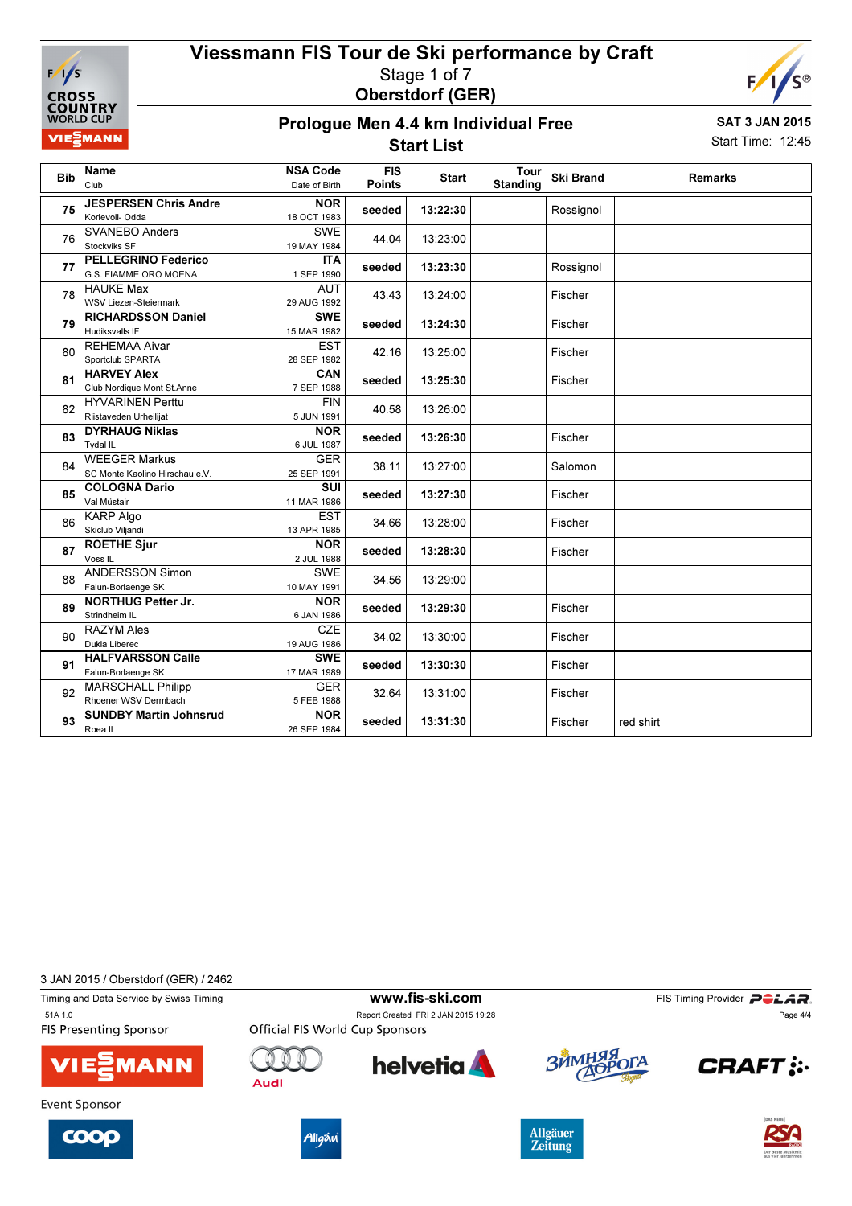# Viessmann FIS Tour de Ski performance by Craft

Stage 1 of 7

Oberstdorf (GER)

## Prologue Men 4.4 km Individual Free

### Start List

SAT 3 JAN 2015

Start Time: 12:45

| Bib | Name<br>Club | NSA Code<br>Date of Birth | FIS Points | Start | Tour Standing | Ski Brand | Remarks |
|---|---|---|---|---|---|---|---|
| 75 | **JESPERSEN Chris Andre**<br>Korlevoll- Odda | **NOR**<br>18 OCT 1983 | **seeded** | **13:22:30** | | Rossignol | |
| 76 | SVANEBO Anders<br>Stockviks SF | SWE<br>19 MAY 1984 | 44.04 | 13:23:00 | | | |
| 77 | **PELLEGRINO Federico**<br>G.S. FIAMME ORO MOENA | **ITA**<br>1 SEP 1990 | **seeded** | **13:23:30** | | Rossignol | |
| 78 | HAUKE Max<br>WSV Liezen-Steiermark | AUT<br>29 AUG 1992 | 43.43 | 13:24:00 | | Fischer | |
| 79 | **RICHARDSSON Daniel**<br>Hudiksvalls IF | **SWE**<br>15 MAR 1982 | **seeded** | **13:24:30** | | Fischer | |
| 80 | REHEMAA Aivar<br>Sportclub SPARTA | EST<br>28 SEP 1982 | 42.16 | 13:25:00 | | Fischer | |
| 81 | **HARVEY Alex**<br>Club Nordique Mont St.Anne | **CAN**<br>7 SEP 1988 | **seeded** | **13:25:30** | | Fischer | |
| 82 | HYVARINEN Perttu<br>Riistaveden Urheilijat | FIN<br>5 JUN 1991 | 40.58 | 13:26:00 | | | |
| 83 | **DYRHAUG Niklas**<br>Tydal IL | **NOR**<br>6 JUL 1987 | **seeded** | **13:26:30** | | Fischer | |
| 84 | WEEGER Markus<br>SC Monte Kaolino Hirschau e.V. | GER<br>25 SEP 1991 | 38.11 | 13:27:00 | | Salomon | |
| 85 | **COLOGNA Dario**<br>Val Müstair | **SUI**<br>11 MAR 1986 | **seeded** | **13:27:30** | | Fischer | |
| 86 | KARP Algo<br>Skiclub Viljandi | EST<br>13 APR 1985 | 34.66 | 13:28:00 | | Fischer | |
| 87 | **ROETHE Sjur**<br>Voss IL | **NOR**<br>2 JUL 1988 | **seeded** | **13:28:30** | | Fischer | |
| 88 | ANDERSSON Simon<br>Falun-Borlaenge SK | SWE<br>10 MAY 1991 | 34.56 | 13:29:00 | | | |
| 89 | **NORTHUG Petter Jr.**<br>Strindheim IL | **NOR**<br>6 JAN 1986 | **seeded** | **13:29:30** | | Fischer | |
| 90 | RAZYM Ales<br>Dukla Liberec | CZE<br>19 AUG 1986 | 34.02 | 13:30:00 | | Fischer | |
| 91 | **HALFVARSSON Calle**<br>Falun-Borlaenge SK | **SWE**<br>17 MAR 1989 | **seeded** | **13:30:30** | | Fischer | |
| 92 | MARSCHALL Philipp<br>Rhoener WSV Dermbach | GER<br>5 FEB 1988 | 32.64 | 13:31:00 | | Fischer | |
| 93 | **SUNDBY Martin Johnsrud**<br>Roea IL | **NOR**<br>26 SEP 1984 | **seeded** | **13:31:30** | | Fischer | red shirt |

3 JAN 2015 / Oberstdorf (GER) / 2462

Timing and Data Service by Swiss Timing

www.fis-ski.com

FIS Timing Provider POLAR

_51A 1.0

Report Created FRI 2 JAN 2015 19:28

FIS Presenting Sponsor

Official FIS World Cup Sponsors

Event Sponsor